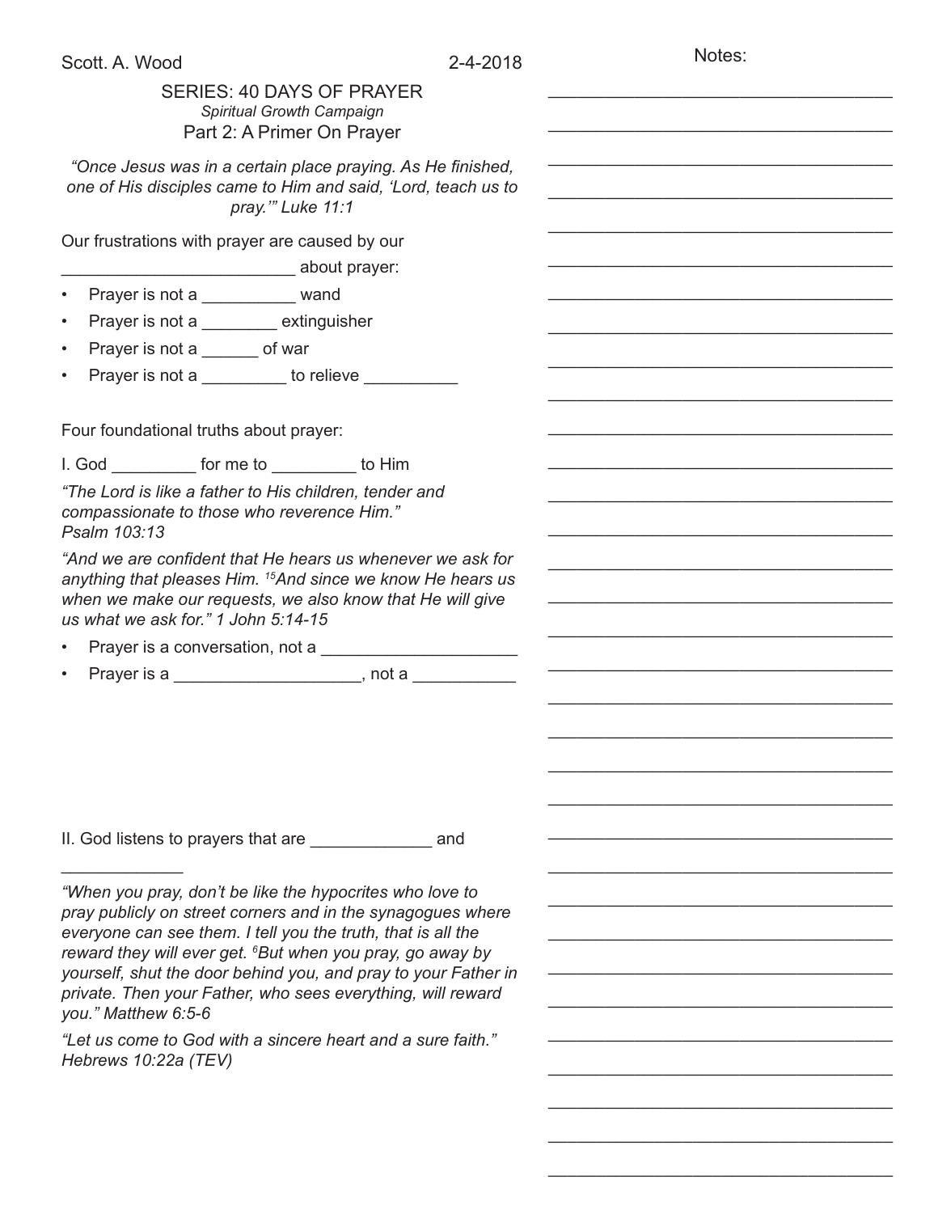Scott. A. Wood 2-4-2018

## SERIES: 40 DAYS OF PRAYER

*Spiritual Growth Campaign*

### Part 2: A Primer On Prayer

*"Once Jesus was in a certain place praying. As He finished, one of His disciples came to Him and said, 'Lord, teach us to pray.'" Luke 11:1*

Our frustrations with prayer are caused by our ________________________ about prayer:

- Prayer is not a __________ wand
- Prayer is not a ________ extinguisher
- Prayer is not a ______ of war
- Prayer is not a _________ to relieve __________

Four foundational truths about prayer:

I. God _________ for me to _________ to Him

*"The Lord is like a father to His children, tender and compassionate to those who reverence Him." Psalm 103:13*

*"And we are confident that He hears us whenever we ask for anything that pleases Him. [15]And since we know He hears us when we make our requests, we also know that He will give us what we ask for." 1 John 5:14-15*

- Prayer is a conversation, not a ____________________
- Prayer is a ___________________, not a ___________

II. God listens to prayers that are _____________ and _____________

*"When you pray, don't be like the hypocrites who love to pray publicly on street corners and in the synagogues where everyone can see them. I tell you the truth, that is all the reward they will ever get. [6]But when you pray, go away by yourself, shut the door behind you, and pray to your Father in private. Then your Father, who sees everything, will reward you." Matthew 6:5-6*

*"Let us come to God with a sincere heart and a sure faith." Hebrews 10:22a (TEV)*

Notes: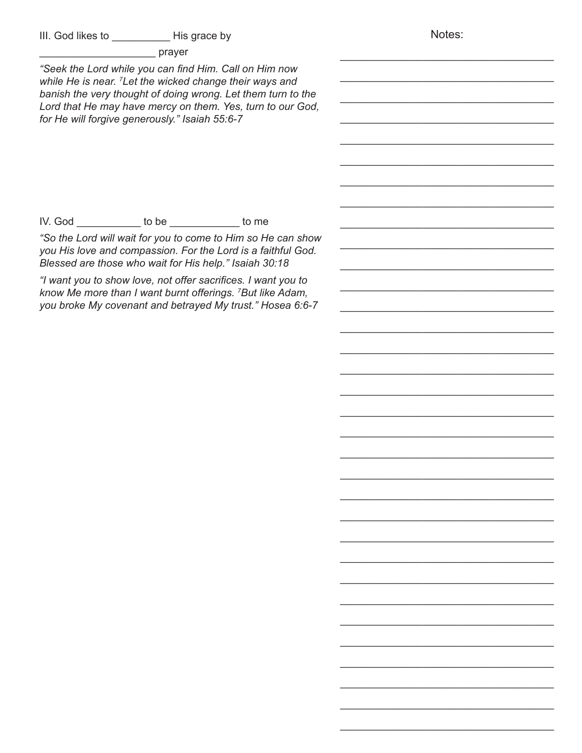III. God likes to __________ His grace by ____________________ prayer

*"Seek the Lord while you can find Him. Call on Him now while He is near. [7]Let the wicked change their ways and banish the very thought of doing wrong. Let them turn to the Lord that He may have mercy on them. Yes, turn to our God, for He will forgive generously." Isaiah 55:6-7*

IV. God ___________ to be ____________ to me

*"So the Lord will wait for you to come to Him so He can show you His love and compassion. For the Lord is a faithful God. Blessed are those who wait for His help." Isaiah 30:18*

*"I want you to show love, not offer sacrifices. I want you to know Me more than I want burnt offerings. [7]But like Adam, you broke My covenant and betrayed My trust." Hosea 6:6-7*

Notes: